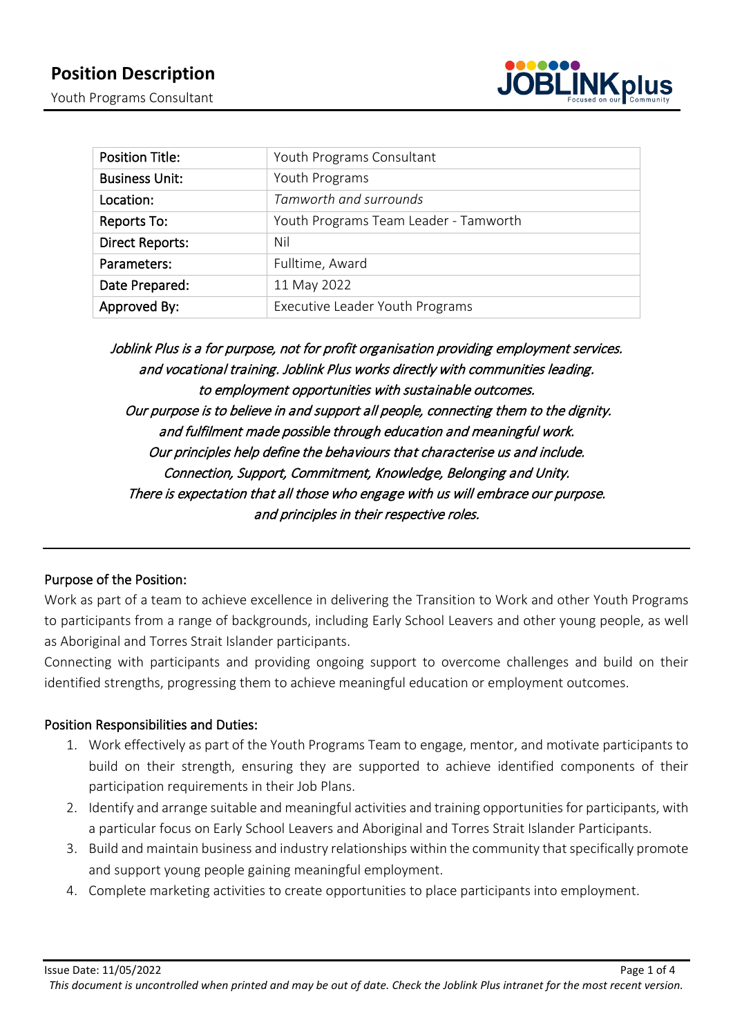# Position Description

Youth Programs Consultant

| Position Title: | Youth Programs Consultant |
|---|---|
| Business Unit: | Youth Programs |
| Location: | *Tamworth and surrounds* |
| Reports To: | Youth Programs Team Leader - Tamworth |
| Direct Reports: | Nil |
| Parameters: | Fulltime, Award |
| Date Prepared: | 11 May 2022 |
| Approved By: | Executive Leader Youth Programs |

*Joblink Plus is a for purpose, not for profit organisation providing employment services. and vocational training. Joblink Plus works directly with communities leading. to employment opportunities with sustainable outcomes. Our purpose is to believe in and support all people, connecting them to the dignity. and fulfilment made possible through education and meaningful work. Our principles help define the behaviours that characterise us and include. Connection, Support, Commitment, Knowledge, Belonging and Unity. There is expectation that all those who engage with us will embrace our purpose. and principles in their respective roles.*

## Purpose of the Position:

Work as part of a team to achieve excellence in delivering the Transition to Work and other Youth Programs to participants from a range of backgrounds, including Early School Leavers and other young people, as well as Aboriginal and Torres Strait Islander participants.

Connecting with participants and providing ongoing support to overcome challenges and build on their identified strengths, progressing them to achieve meaningful education or employment outcomes.

## Position Responsibilities and Duties:

1. Work effectively as part of the Youth Programs Team to engage, mentor, and motivate participants to build on their strength, ensuring they are supported to achieve identified components of their participation requirements in their Job Plans.
2. Identify and arrange suitable and meaningful activities and training opportunities for participants, with a particular focus on Early School Leavers and Aboriginal and Torres Strait Islander Participants.
3. Build and maintain business and industry relationships within the community that specifically promote and support young people gaining meaningful employment.
4. Complete marketing activities to create opportunities to place participants into employment.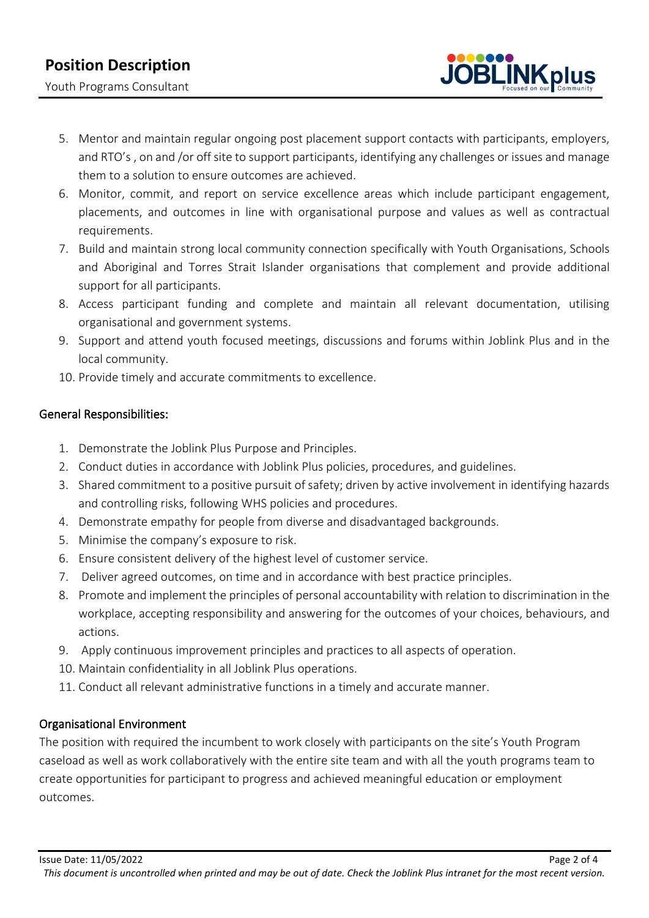5. Mentor and maintain regular ongoing post placement support contacts with participants, employers, and RTO's , on and /or off site to support participants, identifying any challenges or issues and manage them to a solution to ensure outcomes are achieved.
6. Monitor, commit, and report on service excellence areas which include participant engagement, placements, and outcomes in line with organisational purpose and values as well as contractual requirements.
7. Build and maintain strong local community connection specifically with Youth Organisations, Schools and Aboriginal and Torres Strait Islander organisations that complement and provide additional support for all participants.
8. Access participant funding and complete and maintain all relevant documentation, utilising organisational and government systems.
9. Support and attend youth focused meetings, discussions and forums within Joblink Plus and in the local community.
10. Provide timely and accurate commitments to excellence.

## General Responsibilities:

1. Demonstrate the Joblink Plus Purpose and Principles.
2. Conduct duties in accordance with Joblink Plus policies, procedures, and guidelines.
3. Shared commitment to a positive pursuit of safety; driven by active involvement in identifying hazards and controlling risks, following WHS policies and procedures.
4. Demonstrate empathy for people from diverse and disadvantaged backgrounds.
5. Minimise the company's exposure to risk.
6. Ensure consistent delivery of the highest level of customer service.
7. Deliver agreed outcomes, on time and in accordance with best practice principles.
8. Promote and implement the principles of personal accountability with relation to discrimination in the workplace, accepting responsibility and answering for the outcomes of your choices, behaviours, and actions.
9. Apply continuous improvement principles and practices to all aspects of operation.
10. Maintain confidentiality in all Joblink Plus operations.
11. Conduct all relevant administrative functions in a timely and accurate manner.

## Organisational Environment

The position with required the incumbent to work closely with participants on the site's Youth Program caseload as well as work collaboratively with the entire site team and with all the youth programs team to create opportunities for participant to progress and achieved meaningful education or employment outcomes.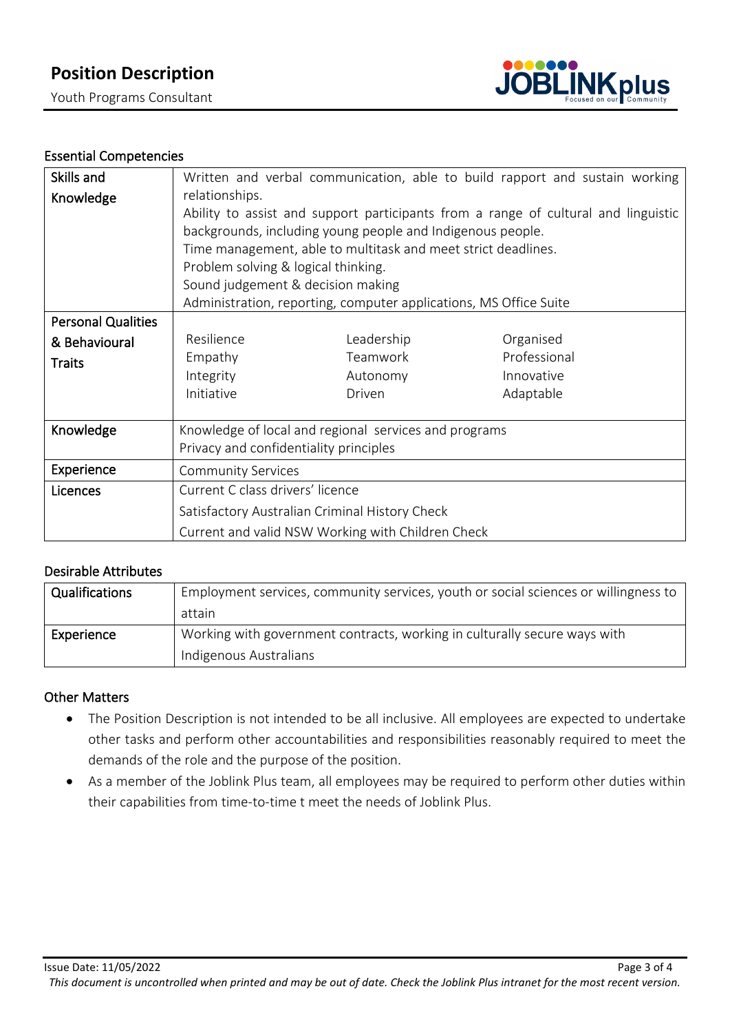## Essential Competencies

| | | | |
|---|---|---|---|
| Skills and Knowledge | Written and verbal communication, able to build rapport and sustain working relationships.<br>Ability to assist and support participants from a range of cultural and linguistic backgrounds, including young people and Indigenous people.<br>Time management, able to multitask and meet strict deadlines.<br>Problem solving & logical thinking.<br>Sound judgement & decision making<br>Administration, reporting, computer applications, MS Office Suite | | |
| Personal Qualities & Behavioural Traits | Resilience<br>Empathy<br>Integrity<br>Initiative | Leadership<br>Teamwork<br>Autonomy<br>Driven | Organised<br>Professional<br>Innovative<br>Adaptable |
| Knowledge | Knowledge of local and regional services and programs<br>Privacy and confidentiality principles | | |
| Experience | Community Services | | |
| Licences | Current C class drivers' licence<br>Satisfactory Australian Criminal History Check<br>Current and valid NSW Working with Children Check | | |

## Desirable Attributes

| | |
|---|---|
| Qualifications | Employment services, community services, youth or social sciences or willingness to attain |
| Experience | Working with government contracts, working in culturally secure ways with Indigenous Australians |

## Other Matters

- The Position Description is not intended to be all inclusive. All employees are expected to undertake other tasks and perform other accountabilities and responsibilities reasonably required to meet the demands of the role and the purpose of the position.
- As a member of the Joblink Plus team, all employees may be required to perform other duties within their capabilities from time-to-time t meet the needs of Joblink Plus.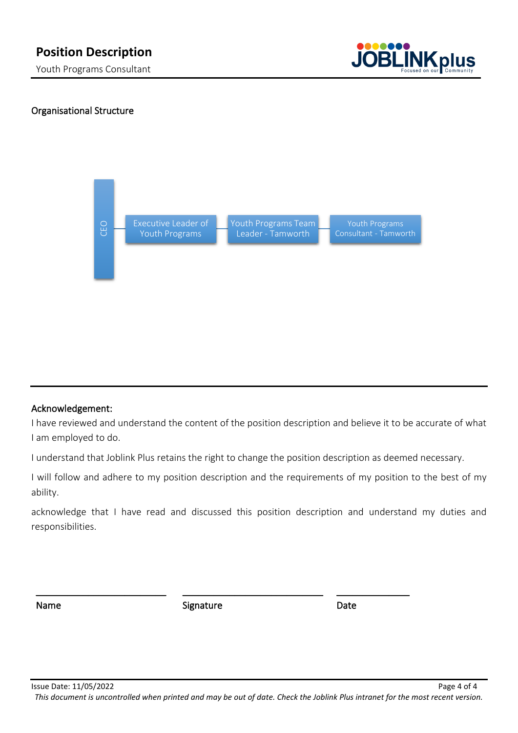Organisational Structure

CEO

Executive Leader of Youth Programs

Youth Programs Team Leader - Tamworth

Youth Programs Consultant - Tamworth

---

Acknowledgement:

I have reviewed and understand the content of the position description and believe it to be accurate of what I am employed to do.

I understand that Joblink Plus retains the right to change the position description as deemed necessary.

I will follow and adhere to my position description and the requirements of my position to the best of my ability.

acknowledge that I have read and discussed this position description and understand my duties and responsibilities.

| Name | Signature | Date |
| --- | --- | --- |
| | | |

Issue Date: 11/05/2022

*This document is uncontrolled when printed and may be out of date. Check the Joblink Plus intranet for the most recent version.*